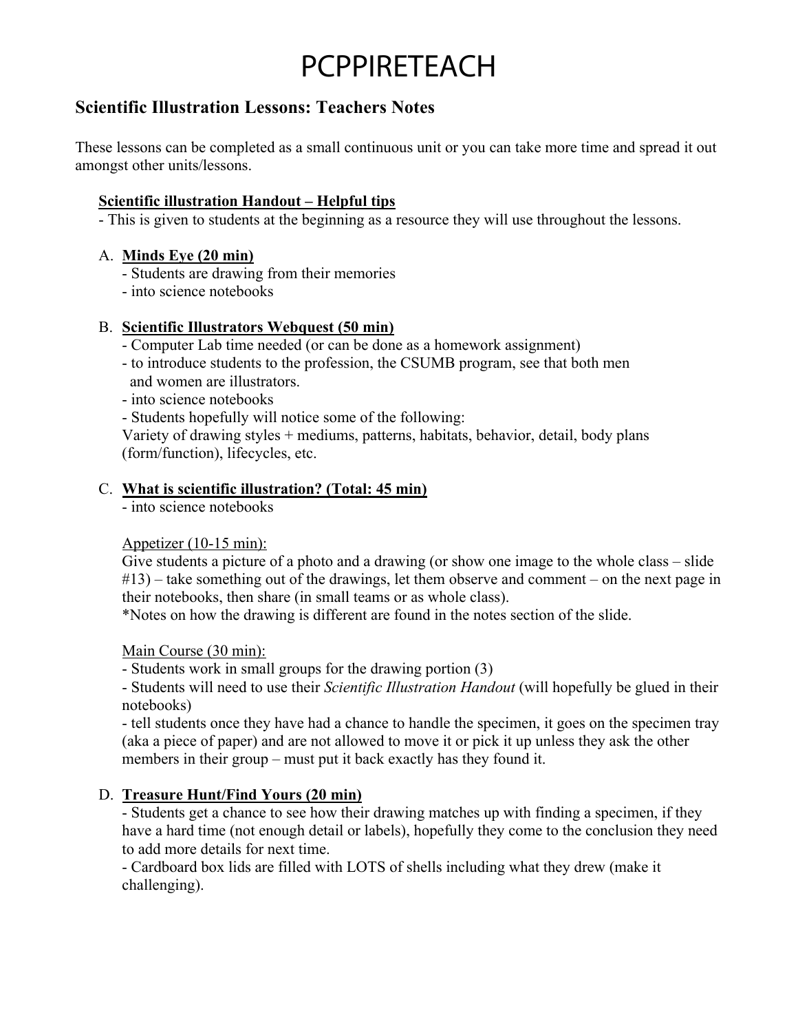# PCPPIRETEACH

## Scientific Illustration Lessons: Teachers Notes

These lessons can be completed as a small continuous unit or you can take more time and spread it out amongst other units/lessons.

**Scientific illustration Handout – Helpful tips**

- This is given to students at the beginning as a resource they will use throughout the lessons.

A. **Minds Eye (20 min)**
   - Students are drawing from their memories
   - into science notebooks

B. **Scientific Illustrators Webquest (50 min)**
   - Computer Lab time needed (or can be done as a homework assignment)
   - to introduce students to the profession, the CSUMB program, see that both men and women are illustrators.
   - into science notebooks
   - Students hopefully will notice some of the following:
   Variety of drawing styles + mediums, patterns, habitats, behavior, detail, body plans (form/function), lifecycles, etc.

C. **What is scientific illustration? (Total: 45 min)**
   - into science notebooks

   Appetizer (10-15 min):
   Give students a picture of a photo and a drawing (or show one image to the whole class – slide #13) – take something out of the drawings, let them observe and comment – on the next page in their notebooks, then share (in small teams or as whole class).
   *Notes on how the drawing is different are found in the notes section of the slide.

   Main Course (30 min):
   - Students work in small groups for the drawing portion (3)
   - Students will need to use their *Scientific Illustration Handout* (will hopefully be glued in their notebooks)
   - tell students once they have had a chance to handle the specimen, it goes on the specimen tray (aka a piece of paper) and are not allowed to move it or pick it up unless they ask the other members in their group – must put it back exactly has they found it.

D. **Treasure Hunt/Find Yours (20 min)**
   - Students get a chance to see how their drawing matches up with finding a specimen, if they have a hard time (not enough detail or labels), hopefully they come to the conclusion they need to add more details for next time.
   - Cardboard box lids are filled with LOTS of shells including what they drew (make it challenging).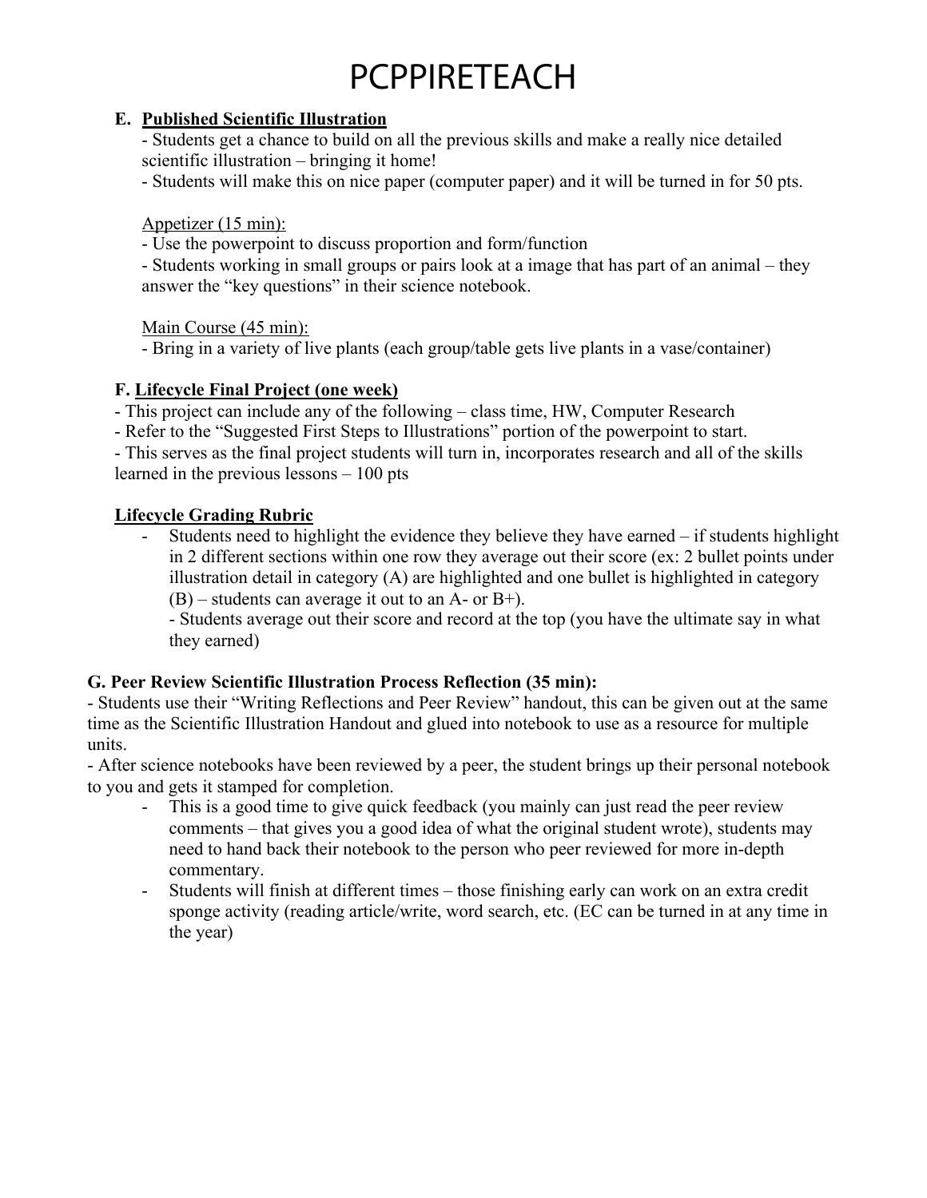# PCPPIRETEACH

**E. Published Scientific Illustration**

- Students get a chance to build on all the previous skills and make a really nice detailed scientific illustration – bringing it home!
- Students will make this on nice paper (computer paper) and it will be turned in for 50 pts.

Appetizer (15 min):

- Use the powerpoint to discuss proportion and form/function
- Students working in small groups or pairs look at a image that has part of an animal – they answer the "key questions" in their science notebook.

Main Course (45 min):

- Bring in a variety of live plants (each group/table gets live plants in a vase/container)

**F. Lifecycle Final Project (one week)**

- This project can include any of the following – class time, HW, Computer Research
- Refer to the "Suggested First Steps to Illustrations" portion of the powerpoint to start.
- This serves as the final project students will turn in, incorporates research and all of the skills learned in the previous lessons – 100 pts

**Lifecycle Grading Rubric**

- Students need to highlight the evidence they believe they have earned – if students highlight in 2 different sections within one row they average out their score (ex: 2 bullet points under illustration detail in category (A) are highlighted and one bullet is highlighted in category (B) – students can average it out to an A- or B+).
  - Students average out their score and record at the top (you have the ultimate say in what they earned)

**G. Peer Review Scientific Illustration Process Reflection (35 min):**

- Students use their "Writing Reflections and Peer Review" handout, this can be given out at the same time as the Scientific Illustration Handout and glued into notebook to use as a resource for multiple units.
- After science notebooks have been reviewed by a peer, the student brings up their personal notebook to you and gets it stamped for completion.
  - This is a good time to give quick feedback (you mainly can just read the peer review comments – that gives you a good idea of what the original student wrote), students may need to hand back their notebook to the person who peer reviewed for more in-depth commentary.
  - Students will finish at different times – those finishing early can work on an extra credit sponge activity (reading article/write, word search, etc. (EC can be turned in at any time in the year)